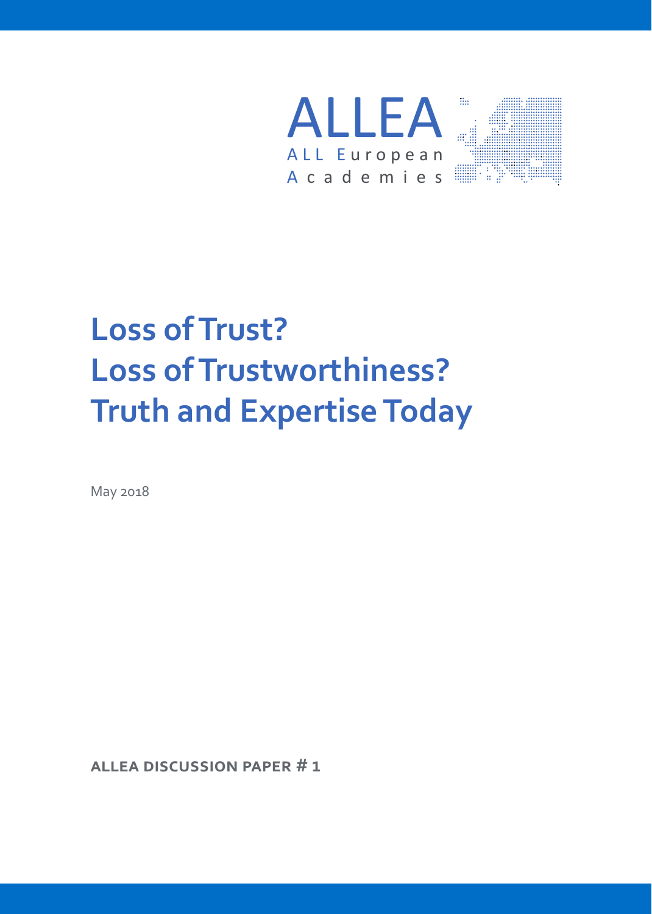ALLEA

ALL European Academies

# Loss of Trust?
# Loss of Trustworthiness?
# Truth and Expertise Today

May 2018

**ALLEA DISCUSSION PAPER # 1**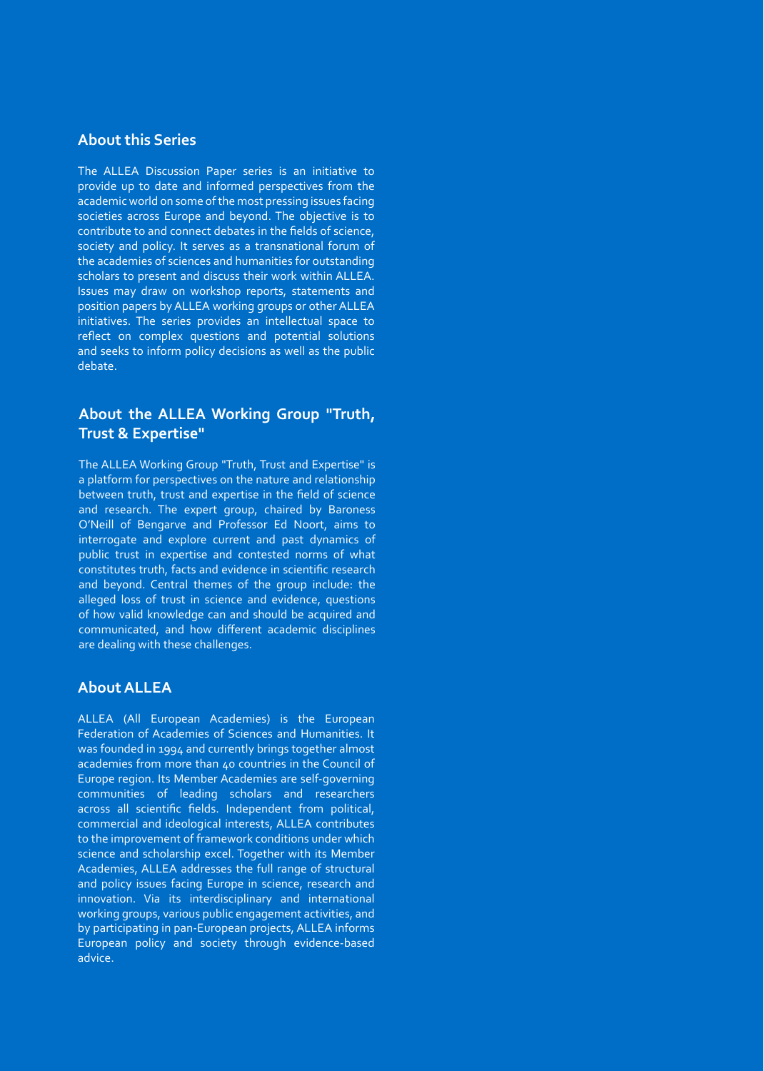## About this Series

The ALLEA Discussion Paper series is an initiative to provide up to date and informed perspectives from the academic world on some of the most pressing issues facing societies across Europe and beyond. The objective is to contribute to and connect debates in the fields of science, society and policy. It serves as a transnational forum of the academies of sciences and humanities for outstanding scholars to present and discuss their work within ALLEA. Issues may draw on workshop reports, statements and position papers by ALLEA working groups or other ALLEA initiatives. The series provides an intellectual space to reflect on complex questions and potential solutions and seeks to inform policy decisions as well as the public debate.

## About the ALLEA Working Group "Truth, Trust & Expertise"

The ALLEA Working Group "Truth, Trust and Expertise" is a platform for perspectives on the nature and relationship between truth, trust and expertise in the field of science and research. The expert group, chaired by Baroness O'Neill of Bengarve and Professor Ed Noort, aims to interrogate and explore current and past dynamics of public trust in expertise and contested norms of what constitutes truth, facts and evidence in scientific research and beyond. Central themes of the group include: the alleged loss of trust in science and evidence, questions of how valid knowledge can and should be acquired and communicated, and how different academic disciplines are dealing with these challenges.

## About ALLEA

ALLEA (All European Academies) is the European Federation of Academies of Sciences and Humanities. It was founded in 1994 and currently brings together almost academies from more than 40 countries in the Council of Europe region. Its Member Academies are self-governing communities of leading scholars and researchers across all scientific fields. Independent from political, commercial and ideological interests, ALLEA contributes to the improvement of framework conditions under which science and scholarship excel. Together with its Member Academies, ALLEA addresses the full range of structural and policy issues facing Europe in science, research and innovation. Via its interdisciplinary and international working groups, various public engagement activities, and by participating in pan-European projects, ALLEA informs European policy and society through evidence-based advice.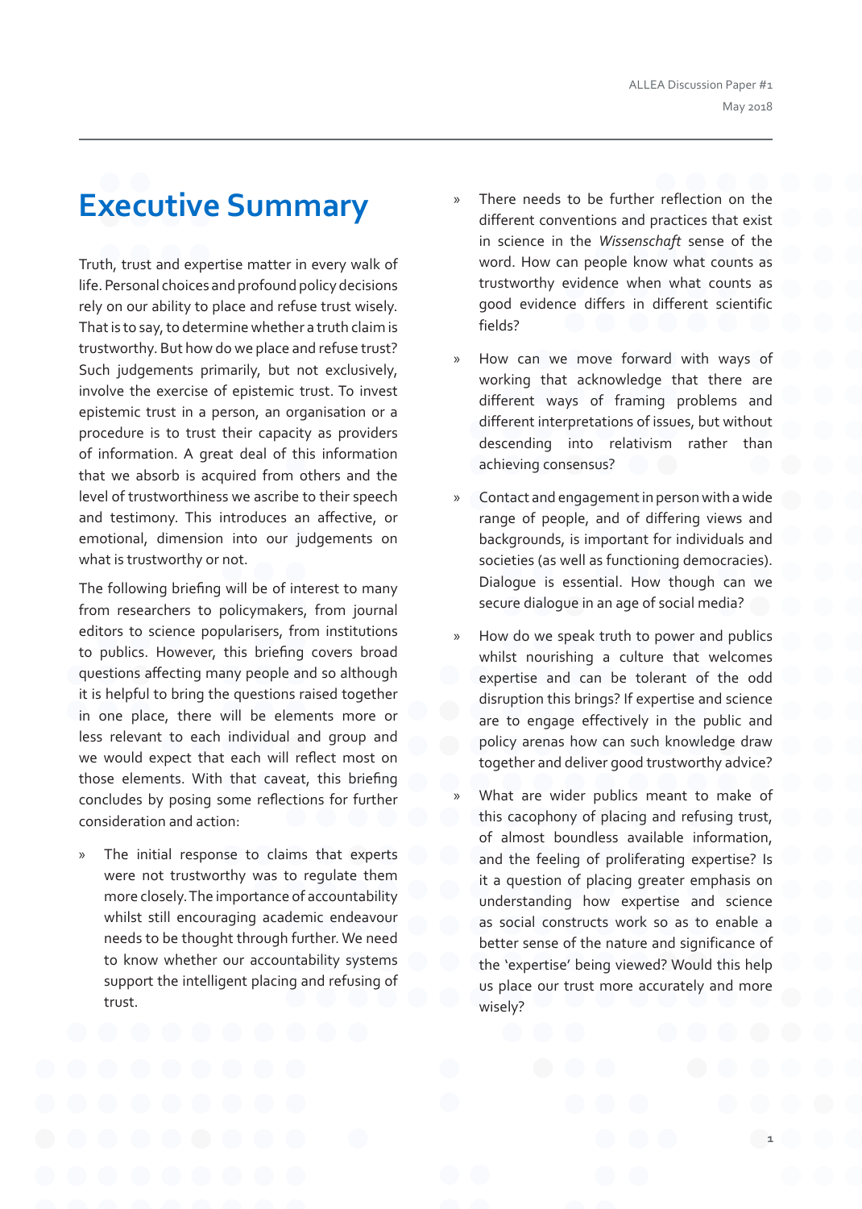# Executive Summary

Truth, trust and expertise matter in every walk of life. Personal choices and profound policy decisions rely on our ability to place and refuse trust wisely. That is to say, to determine whether a truth claim is trustworthy. But how do we place and refuse trust? Such judgements primarily, but not exclusively, involve the exercise of epistemic trust. To invest epistemic trust in a person, an organisation or a procedure is to trust their capacity as providers of information. A great deal of this information that we absorb is acquired from others and the level of trustworthiness we ascribe to their speech and testimony. This introduces an affective, or emotional, dimension into our judgements on what is trustworthy or not.

The following briefing will be of interest to many from researchers to policymakers, from journal editors to science popularisers, from institutions to publics. However, this briefing covers broad questions affecting many people and so although it is helpful to bring the questions raised together in one place, there will be elements more or less relevant to each individual and group and we would expect that each will reflect most on those elements. With that caveat, this briefing concludes by posing some reflections for further consideration and action:

- The initial response to claims that experts were not trustworthy was to regulate them more closely. The importance of accountability whilst still encouraging academic endeavour needs to be thought through further. We need to know whether our accountability systems support the intelligent placing and refusing of trust.
- There needs to be further reflection on the different conventions and practices that exist in science in the *Wissenschaft* sense of the word. How can people know what counts as trustworthy evidence when what counts as good evidence differs in different scientific fields?
- How can we move forward with ways of working that acknowledge that there are different ways of framing problems and different interpretations of issues, but without descending into relativism rather than achieving consensus?
- Contact and engagement in person with a wide range of people, and of differing views and backgrounds, is important for individuals and societies (as well as functioning democracies). Dialogue is essential. How though can we secure dialogue in an age of social media?
- How do we speak truth to power and publics whilst nourishing a culture that welcomes expertise and can be tolerant of the odd disruption this brings? If expertise and science are to engage effectively in the public and policy arenas how can such knowledge draw together and deliver good trustworthy advice?
- What are wider publics meant to make of this cacophony of placing and refusing trust, of almost boundless available information, and the feeling of proliferating expertise? Is it a question of placing greater emphasis on understanding how expertise and science as social constructs work so as to enable a better sense of the nature and significance of the 'expertise' being viewed? Would this help us place our trust more accurately and more wisely?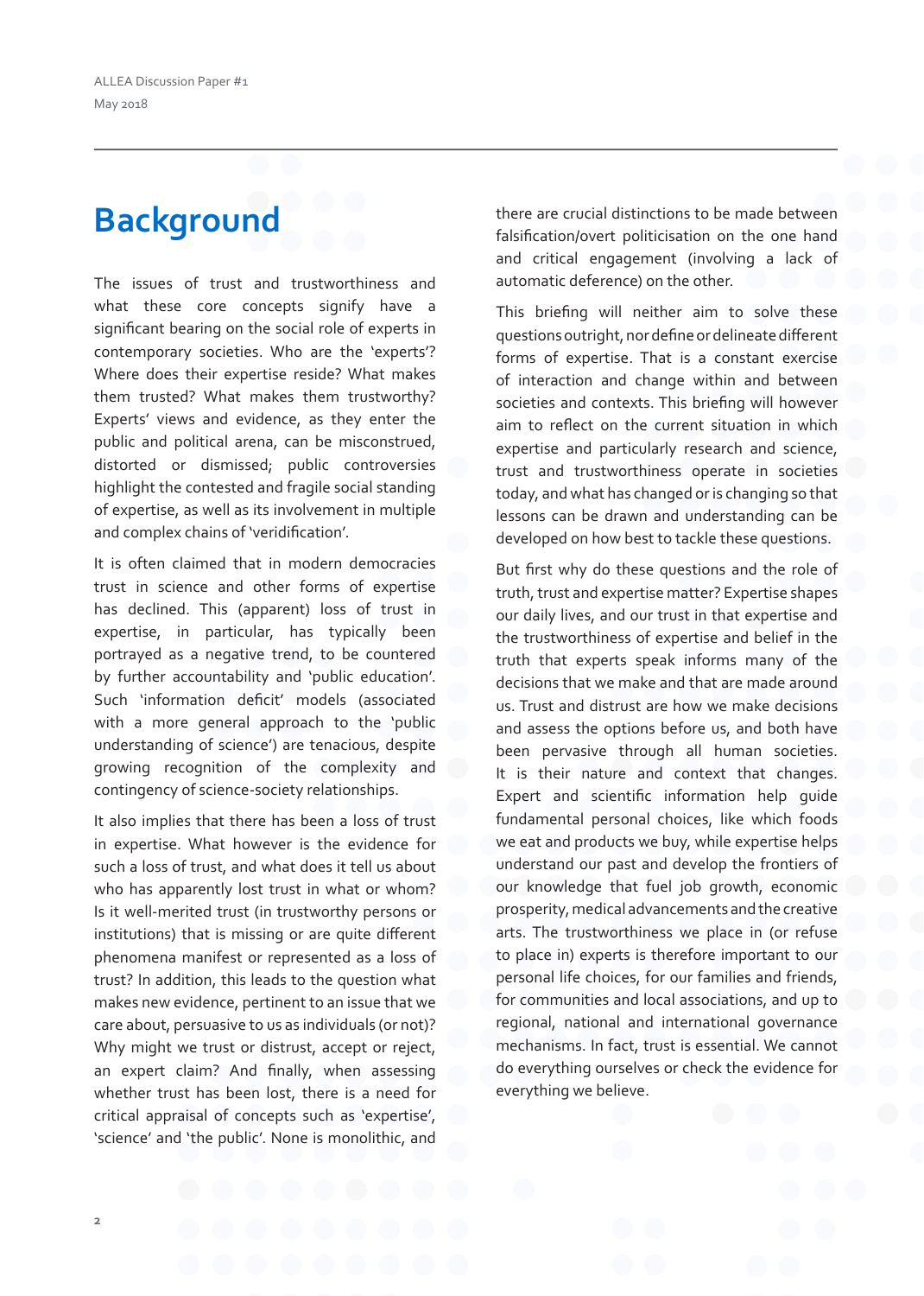## Background

The issues of trust and trustworthiness and what these core concepts signify have a significant bearing on the social role of experts in contemporary societies. Who are the 'experts'? Where does their expertise reside? What makes them trusted? What makes them trustworthy? Experts' views and evidence, as they enter the public and political arena, can be misconstrued, distorted or dismissed; public controversies highlight the contested and fragile social standing of expertise, as well as its involvement in multiple and complex chains of 'veridification'.

It is often claimed that in modern democracies trust in science and other forms of expertise has declined. This (apparent) loss of trust in expertise, in particular, has typically been portrayed as a negative trend, to be countered by further accountability and 'public education'. Such 'information deficit' models (associated with a more general approach to the 'public understanding of science') are tenacious, despite growing recognition of the complexity and contingency of science-society relationships.

It also implies that there has been a loss of trust in expertise. What however is the evidence for such a loss of trust, and what does it tell us about who has apparently lost trust in what or whom? Is it well-merited trust (in trustworthy persons or institutions) that is missing or are quite different phenomena manifest or represented as a loss of trust? In addition, this leads to the question what makes new evidence, pertinent to an issue that we care about, persuasive to us as individuals (or not)? Why might we trust or distrust, accept or reject, an expert claim? And finally, when assessing whether trust has been lost, there is a need for critical appraisal of concepts such as 'expertise', 'science' and 'the public'. None is monolithic, and there are crucial distinctions to be made between falsification/overt politicisation on the one hand and critical engagement (involving a lack of automatic deference) on the other.

This briefing will neither aim to solve these questions outright, nor define or delineate different forms of expertise. That is a constant exercise of interaction and change within and between societies and contexts. This briefing will however aim to reflect on the current situation in which expertise and particularly research and science, trust and trustworthiness operate in societies today, and what has changed or is changing so that lessons can be drawn and understanding can be developed on how best to tackle these questions.

But first why do these questions and the role of truth, trust and expertise matter? Expertise shapes our daily lives, and our trust in that expertise and the trustworthiness of expertise and belief in the truth that experts speak informs many of the decisions that we make and that are made around us. Trust and distrust are how we make decisions and assess the options before us, and both have been pervasive through all human societies. It is their nature and context that changes. Expert and scientific information help guide fundamental personal choices, like which foods we eat and products we buy, while expertise helps understand our past and develop the frontiers of our knowledge that fuel job growth, economic prosperity, medical advancements and the creative arts. The trustworthiness we place in (or refuse to place in) experts is therefore important to our personal life choices, for our families and friends, for communities and local associations, and up to regional, national and international governance mechanisms. In fact, trust is essential. We cannot do everything ourselves or check the evidence for everything we believe.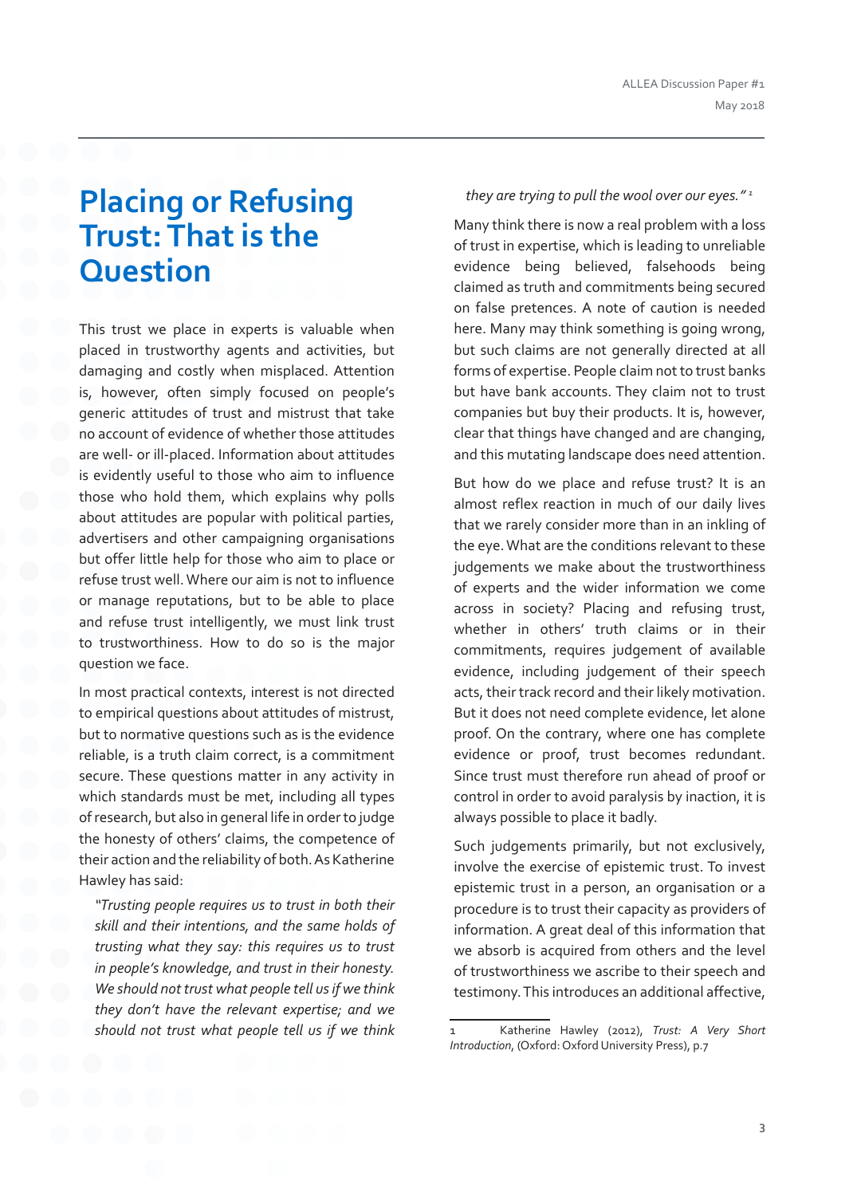# Placing or Refusing Trust: That is the Question

This trust we place in experts is valuable when placed in trustworthy agents and activities, but damaging and costly when misplaced. Attention is, however, often simply focused on people's generic attitudes of trust and mistrust that take no account of evidence of whether those attitudes are well- or ill-placed. Information about attitudes is evidently useful to those who aim to influence those who hold them, which explains why polls about attitudes are popular with political parties, advertisers and other campaigning organisations but offer little help for those who aim to place or refuse trust well. Where our aim is not to influence or manage reputations, but to be able to place and refuse trust intelligently, we must link trust to trustworthiness. How to do so is the major question we face.

In most practical contexts, interest is not directed to empirical questions about attitudes of mistrust, but to normative questions such as is the evidence reliable, is a truth claim correct, is a commitment secure. These questions matter in any activity in which standards must be met, including all types of research, but also in general life in order to judge the honesty of others' claims, the competence of their action and the reliability of both. As Katherine Hawley has said:

> *"Trusting people requires us to trust in both their skill and their intentions, and the same holds of trusting what they say: this requires us to trust in people's knowledge, and trust in their honesty. We should not trust what people tell us if we think they don't have the relevant expertise; and we should not trust what people tell us if we think they are trying to pull the wool over our eyes."* [1]

Many think there is now a real problem with a loss of trust in expertise, which is leading to unreliable evidence being believed, falsehoods being claimed as truth and commitments being secured on false pretences. A note of caution is needed here. Many may think something is going wrong, but such claims are not generally directed at all forms of expertise. People claim not to trust banks but have bank accounts. They claim not to trust companies but buy their products. It is, however, clear that things have changed and are changing, and this mutating landscape does need attention.

But how do we place and refuse trust? It is an almost reflex reaction in much of our daily lives that we rarely consider more than in an inkling of the eye. What are the conditions relevant to these judgements we make about the trustworthiness of experts and the wider information we come across in society? Placing and refusing trust, whether in others' truth claims or in their commitments, requires judgement of available evidence, including judgement of their speech acts, their track record and their likely motivation. But it does not need complete evidence, let alone proof. On the contrary, where one has complete evidence or proof, trust becomes redundant. Since trust must therefore run ahead of proof or control in order to avoid paralysis by inaction, it is always possible to place it badly.

Such judgements primarily, but not exclusively, involve the exercise of epistemic trust. To invest epistemic trust in a person, an organisation or a procedure is to trust their capacity as providers of information. A great deal of this information that we absorb is acquired from others and the level of trustworthiness we ascribe to their speech and testimony. This introduces an additional affective,

---

1 Katherine Hawley (2012), *Trust: A Very Short Introduction*, (Oxford: Oxford University Press), p.7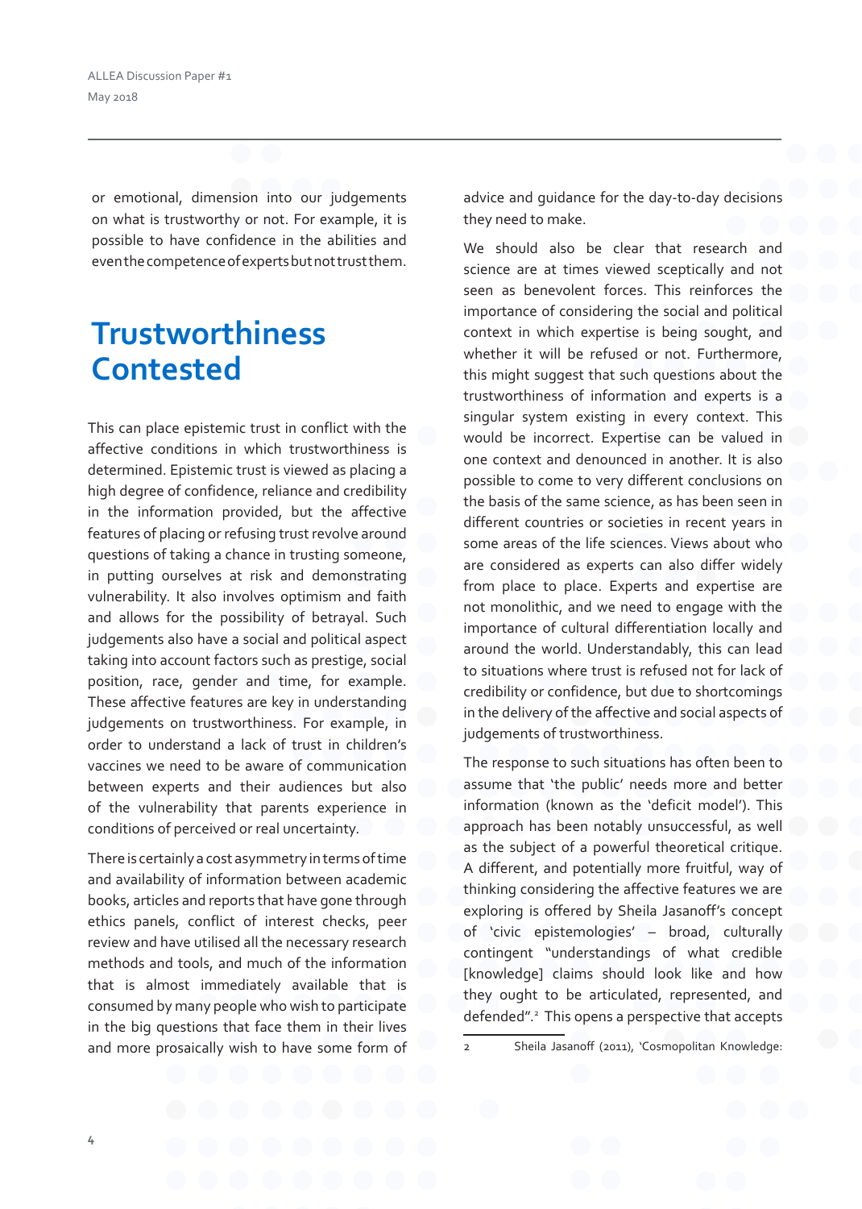or emotional, dimension into our judgements on what is trustworthy or not. For example, it is possible to have confidence in the abilities and even the competence of experts but not trust them.

## Trustworthiness Contested

This can place epistemic trust in conflict with the affective conditions in which trustworthiness is determined. Epistemic trust is viewed as placing a high degree of confidence, reliance and credibility in the information provided, but the affective features of placing or refusing trust revolve around questions of taking a chance in trusting someone, in putting ourselves at risk and demonstrating vulnerability. It also involves optimism and faith and allows for the possibility of betrayal. Such judgements also have a social and political aspect taking into account factors such as prestige, social position, race, gender and time, for example. These affective features are key in understanding judgements on trustworthiness. For example, in order to understand a lack of trust in children's vaccines we need to be aware of communication between experts and their audiences but also of the vulnerability that parents experience in conditions of perceived or real uncertainty.

There is certainly a cost asymmetry in terms of time and availability of information between academic books, articles and reports that have gone through ethics panels, conflict of interest checks, peer review and have utilised all the necessary research methods and tools, and much of the information that is almost immediately available that is consumed by many people who wish to participate in the big questions that face them in their lives and more prosaically wish to have some form of advice and guidance for the day-to-day decisions they need to make.

We should also be clear that research and science are at times viewed sceptically and not seen as benevolent forces. This reinforces the importance of considering the social and political context in which expertise is being sought, and whether it will be refused or not. Furthermore, this might suggest that such questions about the trustworthiness of information and experts is a singular system existing in every context. This would be incorrect. Expertise can be valued in one context and denounced in another. It is also possible to come to very different conclusions on the basis of the same science, as has been seen in different countries or societies in recent years in some areas of the life sciences. Views about who are considered as experts can also differ widely from place to place. Experts and expertise are not monolithic, and we need to engage with the importance of cultural differentiation locally and around the world. Understandably, this can lead to situations where trust is refused not for lack of credibility or confidence, but due to shortcomings in the delivery of the affective and social aspects of judgements of trustworthiness.

The response to such situations has often been to assume that 'the public' needs more and better information (known as the 'deficit model'). This approach has been notably unsuccessful, as well as the subject of a powerful theoretical critique. A different, and potentially more fruitful, way of thinking considering the affective features we are exploring is offered by Sheila Jasanoff's concept of 'civic epistemologies' – broad, culturally contingent "understandings of what credible [knowledge] claims should look like and how they ought to be articulated, represented, and defended".[2] This opens a perspective that accepts

2 Sheila Jasanoff (2011), 'Cosmopolitan Knowledge: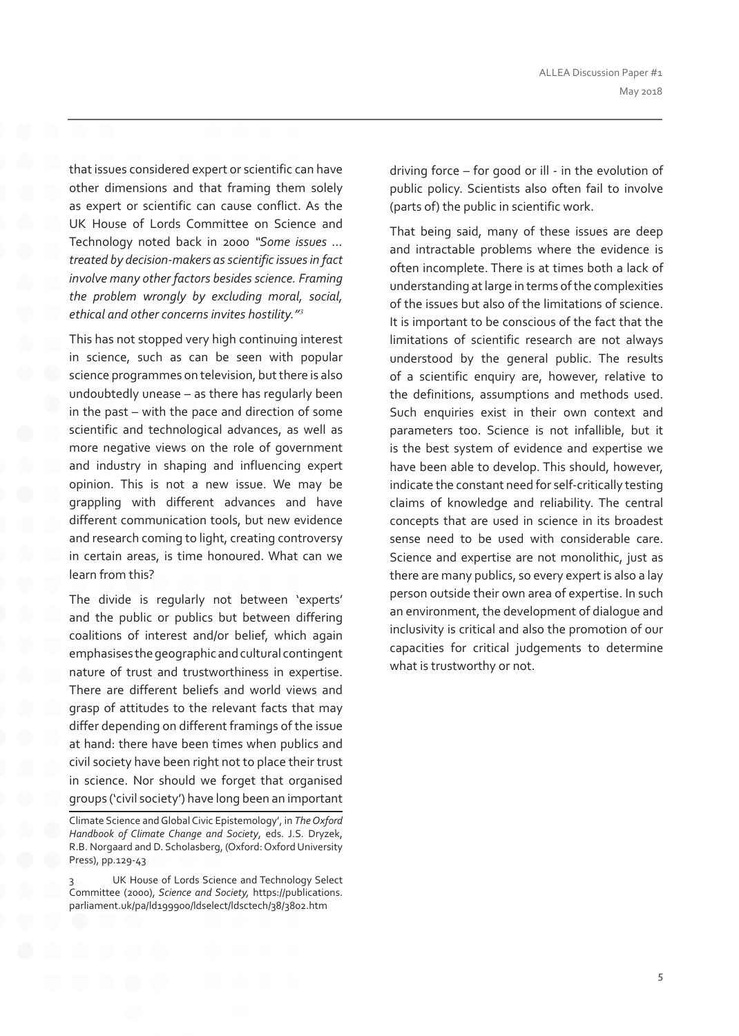that issues considered expert or scientific can have other dimensions and that framing them solely as expert or scientific can cause conflict. As the UK House of Lords Committee on Science and Technology noted back in 2000 *"Some issues … treated by decision-makers as scientific issues in fact involve many other factors besides science. Framing the problem wrongly by excluding moral, social, ethical and other concerns invites hostility."*[3]

This has not stopped very high continuing interest in science, such as can be seen with popular science programmes on television, but there is also undoubtedly unease – as there has regularly been in the past – with the pace and direction of some scientific and technological advances, as well as more negative views on the role of government and industry in shaping and influencing expert opinion. This is not a new issue. We may be grappling with different advances and have different communication tools, but new evidence and research coming to light, creating controversy in certain areas, is time honoured. What can we learn from this?

The divide is regularly not between 'experts' and the public or publics but between differing coalitions of interest and/or belief, which again emphasises the geographic and cultural contingent nature of trust and trustworthiness in expertise. There are different beliefs and world views and grasp of attitudes to the relevant facts that may differ depending on different framings of the issue at hand: there have been times when publics and civil society have been right not to place their trust in science. Nor should we forget that organised groups ('civil society') have long been an important driving force – for good or ill - in the evolution of public policy. Scientists also often fail to involve (parts of) the public in scientific work.

That being said, many of these issues are deep and intractable problems where the evidence is often incomplete. There is at times both a lack of understanding at large in terms of the complexities of the issues but also of the limitations of science. It is important to be conscious of the fact that the limitations of scientific research are not always understood by the general public. The results of a scientific enquiry are, however, relative to the definitions, assumptions and methods used. Such enquiries exist in their own context and parameters too. Science is not infallible, but it is the best system of evidence and expertise we have been able to develop. This should, however, indicate the constant need for self-critically testing claims of knowledge and reliability. The central concepts that are used in science in its broadest sense need to be used with considerable care. Science and expertise are not monolithic, just as there are many publics, so every expert is also a lay person outside their own area of expertise. In such an environment, the development of dialogue and inclusivity is critical and also the promotion of our capacities for critical judgements to determine what is trustworthy or not.

---

Climate Science and Global Civic Epistemology', in *The Oxford Handbook of Climate Change and Society*, eds. J.S. Dryzek, R.B. Norgaard and D. Scholasberg, (Oxford: Oxford University Press), pp.129-43

3 UK House of Lords Science and Technology Select Committee (2000), *Science and Society*, https://publications.parliament.uk/pa/ld199900/ldselect/ldsctech/38/3802.htm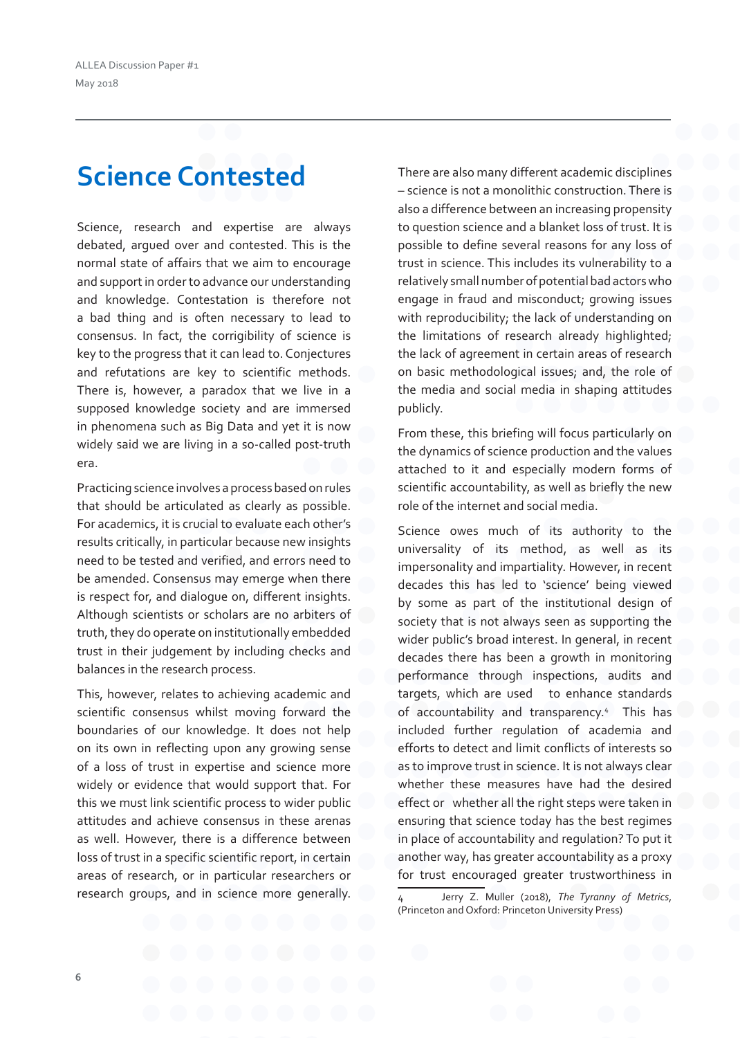# Science Contested

Science, research and expertise are always debated, argued over and contested. This is the normal state of affairs that we aim to encourage and support in order to advance our understanding and knowledge. Contestation is therefore not a bad thing and is often necessary to lead to consensus. In fact, the corrigibility of science is key to the progress that it can lead to. Conjectures and refutations are key to scientific methods. There is, however, a paradox that we live in a supposed knowledge society and are immersed in phenomena such as Big Data and yet it is now widely said we are living in a so-called post-truth era.

Practicing science involves a process based on rules that should be articulated as clearly as possible. For academics, it is crucial to evaluate each other's results critically, in particular because new insights need to be tested and verified, and errors need to be amended. Consensus may emerge when there is respect for, and dialogue on, different insights. Although scientists or scholars are no arbiters of truth, they do operate on institutionally embedded trust in their judgement by including checks and balances in the research process.

This, however, relates to achieving academic and scientific consensus whilst moving forward the boundaries of our knowledge. It does not help on its own in reflecting upon any growing sense of a loss of trust in expertise and science more widely or evidence that would support that. For this we must link scientific process to wider public attitudes and achieve consensus in these arenas as well. However, there is a difference between loss of trust in a specific scientific report, in certain areas of research, or in particular researchers or research groups, and in science more generally. There are also many different academic disciplines – science is not a monolithic construction. There is also a difference between an increasing propensity to question science and a blanket loss of trust. It is possible to define several reasons for any loss of trust in science. This includes its vulnerability to a relatively small number of potential bad actors who engage in fraud and misconduct; growing issues with reproducibility; the lack of understanding on the limitations of research already highlighted; the lack of agreement in certain areas of research on basic methodological issues; and, the role of the media and social media in shaping attitudes publicly.

From these, this briefing will focus particularly on the dynamics of science production and the values attached to it and especially modern forms of scientific accountability, as well as briefly the new role of the internet and social media.

Science owes much of its authority to the universality of its method, as well as its impersonality and impartiality. However, in recent decades this has led to 'science' being viewed by some as part of the institutional design of society that is not always seen as supporting the wider public's broad interest. In general, in recent decades there has been a growth in monitoring performance through inspections, audits and targets, which are used to enhance standards of accountability and transparency.[4] This has included further regulation of academia and efforts to detect and limit conflicts of interests so as to improve trust in science. It is not always clear whether these measures have had the desired effect or whether all the right steps were taken in ensuring that science today has the best regimes in place of accountability and regulation? To put it another way, has greater accountability as a proxy for trust encouraged greater trustworthiness in

4 Jerry Z. Muller (2018), *The Tyranny of Metrics*, (Princeton and Oxford: Princeton University Press)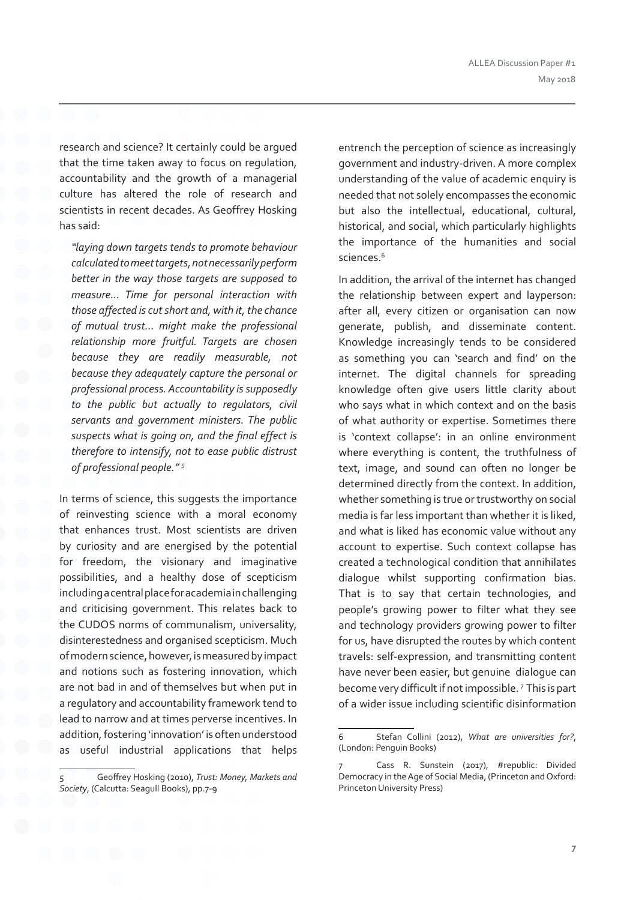research and science? It certainly could be argued that the time taken away to focus on regulation, accountability and the growth of a managerial culture has altered the role of research and scientists in recent decades. As Geoffrey Hosking has said:

> *"laying down targets tends to promote behaviour calculated to meet targets, not necessarily perform better in the way those targets are supposed to measure... Time for personal interaction with those affected is cut short and, with it, the chance of mutual trust... might make the professional relationship more fruitful. Targets are chosen because they are readily measurable, not because they adequately capture the personal or professional process. Accountability is supposedly to the public but actually to regulators, civil servants and government ministers. The public suspects what is going on, and the final effect is therefore to intensify, not to ease public distrust of professional people."* [5]

In terms of science, this suggests the importance of reinvesting science with a moral economy that enhances trust. Most scientists are driven by curiosity and are energised by the potential for freedom, the visionary and imaginative possibilities, and a healthy dose of scepticism including a central place for academia in challenging and criticising government. This relates back to the CUDOS norms of communalism, universality, disinterestedness and organised scepticism. Much of modern science, however, is measured by impact and notions such as fostering innovation, which are not bad in and of themselves but when put in a regulatory and accountability framework tend to lead to narrow and at times perverse incentives. In addition, fostering 'innovation' is often understood as useful industrial applications that helps entrench the perception of science as increasingly government and industry-driven. A more complex understanding of the value of academic enquiry is needed that not solely encompasses the economic but also the intellectual, educational, cultural, historical, and social, which particularly highlights the importance of the humanities and social sciences.[6]

In addition, the arrival of the internet has changed the relationship between expert and layperson: after all, every citizen or organisation can now generate, publish, and disseminate content. Knowledge increasingly tends to be considered as something you can 'search and find' on the internet. The digital channels for spreading knowledge often give users little clarity about who says what in which context and on the basis of what authority or expertise. Sometimes there is 'context collapse': in an online environment where everything is content, the truthfulness of text, image, and sound can often no longer be determined directly from the context. In addition, whether something is true or trustworthy on social media is far less important than whether it is liked, and what is liked has economic value without any account to expertise. Such context collapse has created a technological condition that annihilates dialogue whilst supporting confirmation bias. That is to say that certain technologies, and people's growing power to filter what they see and technology providers growing power to filter for us, have disrupted the routes by which content travels: self-expression, and transmitting content have never been easier, but genuine dialogue can become very difficult if not impossible.[7] This is part of a wider issue including scientific disinformation

---

5 Geoffrey Hosking (2010), *Trust: Money, Markets and Society*, (Calcutta: Seagull Books), pp.7-9

6 Stefan Collini (2012), *What are universities for?*, (London: Penguin Books)

7 Cass R. Sunstein (2017), #republic: Divided Democracy in the Age of Social Media, (Princeton and Oxford: Princeton University Press)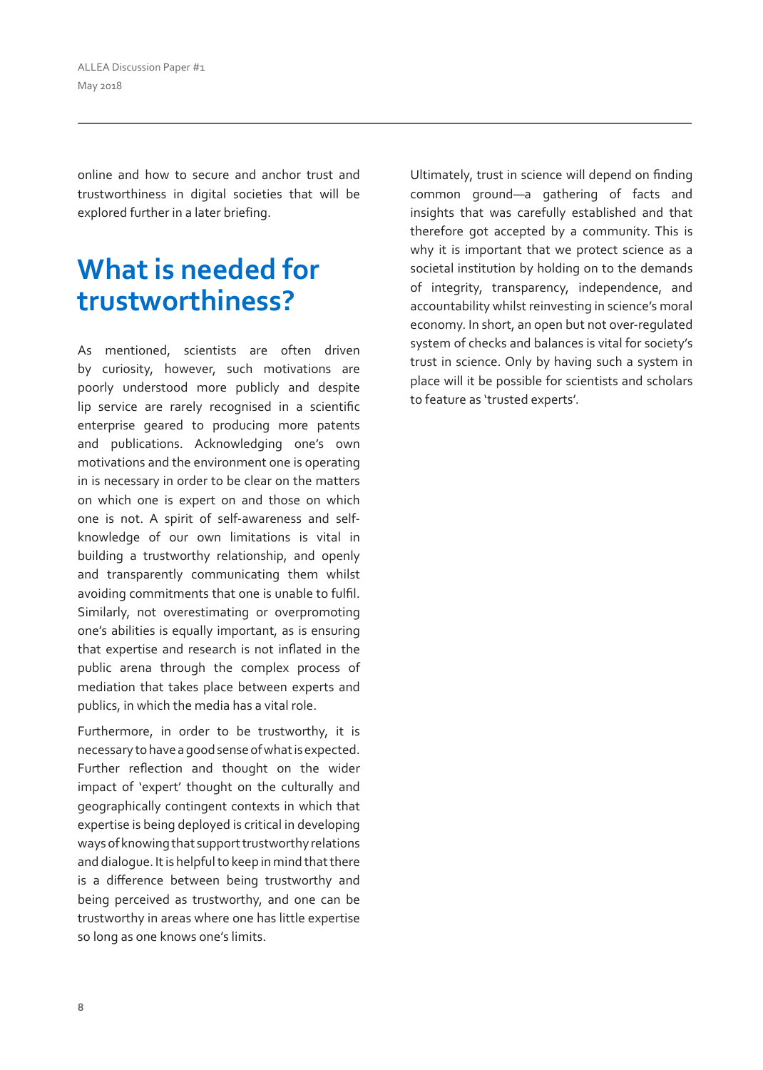online and how to secure and anchor trust and trustworthiness in digital societies that will be explored further in a later briefing.

## What is needed for trustworthiness?

As mentioned, scientists are often driven by curiosity, however, such motivations are poorly understood more publicly and despite lip service are rarely recognised in a scientific enterprise geared to producing more patents and publications. Acknowledging one's own motivations and the environment one is operating in is necessary in order to be clear on the matters on which one is expert on and those on which one is not. A spirit of self-awareness and self-knowledge of our own limitations is vital in building a trustworthy relationship, and openly and transparently communicating them whilst avoiding commitments that one is unable to fulfil. Similarly, not overestimating or overpromoting one's abilities is equally important, as is ensuring that expertise and research is not inflated in the public arena through the complex process of mediation that takes place between experts and publics, in which the media has a vital role.

Furthermore, in order to be trustworthy, it is necessary to have a good sense of what is expected. Further reflection and thought on the wider impact of 'expert' thought on the culturally and geographically contingent contexts in which that expertise is being deployed is critical in developing ways of knowing that support trustworthy relations and dialogue. It is helpful to keep in mind that there is a difference between being trustworthy and being perceived as trustworthy, and one can be trustworthy in areas where one has little expertise so long as one knows one's limits.

Ultimately, trust in science will depend on finding common ground—a gathering of facts and insights that was carefully established and that therefore got accepted by a community. This is why it is important that we protect science as a societal institution by holding on to the demands of integrity, transparency, independence, and accountability whilst reinvesting in science's moral economy. In short, an open but not over-regulated system of checks and balances is vital for society's trust in science. Only by having such a system in place will it be possible for scientists and scholars to feature as 'trusted experts'.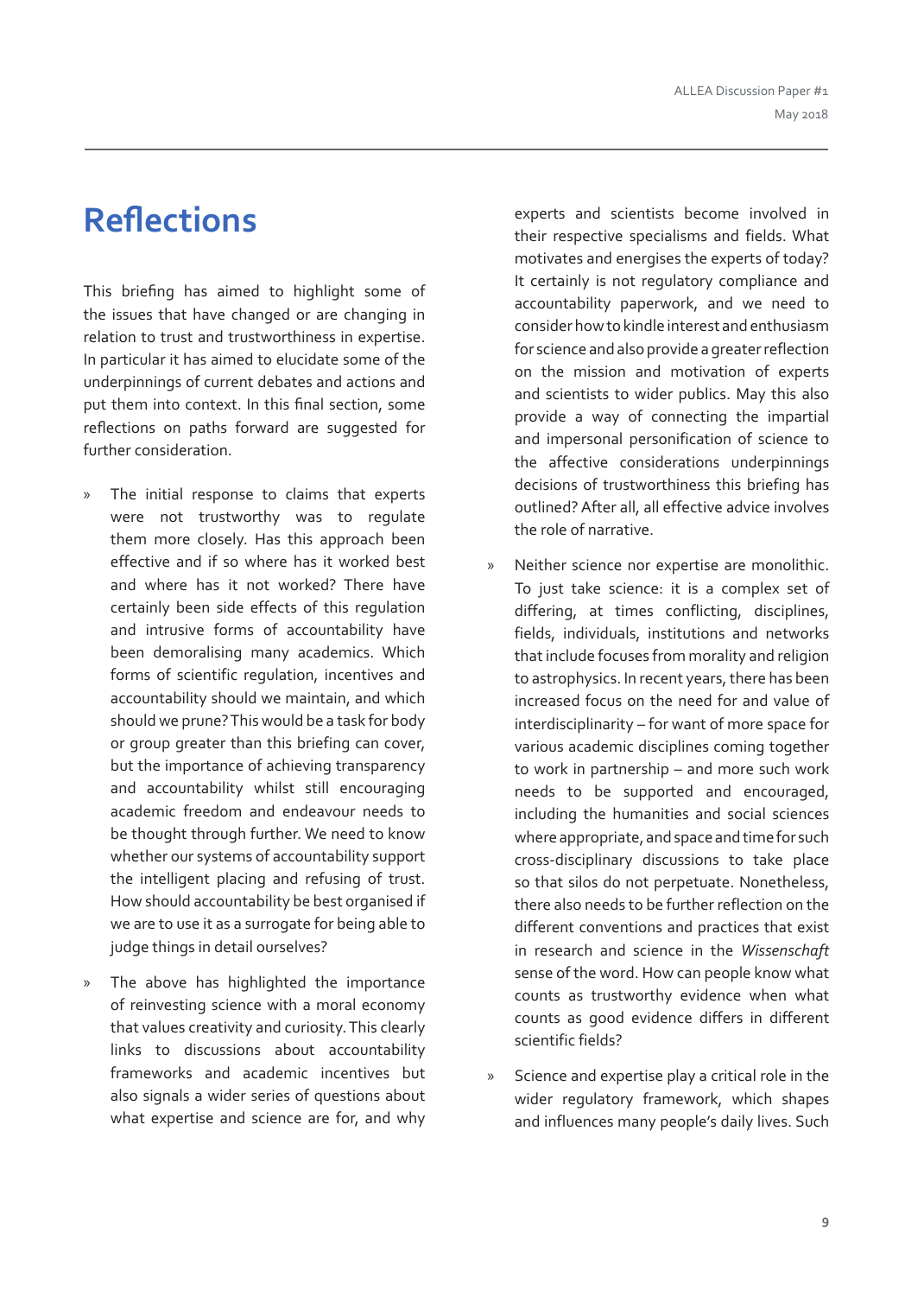# Reflections

This briefing has aimed to highlight some of the issues that have changed or are changing in relation to trust and trustworthiness in expertise. In particular it has aimed to elucidate some of the underpinnings of current debates and actions and put them into context. In this final section, some reflections on paths forward are suggested for further consideration.

- The initial response to claims that experts were not trustworthy was to regulate them more closely. Has this approach been effective and if so where has it worked best and where has it not worked? There have certainly been side effects of this regulation and intrusive forms of accountability have been demoralising many academics. Which forms of scientific regulation, incentives and accountability should we maintain, and which should we prune? This would be a task for body or group greater than this briefing can cover, but the importance of achieving transparency and accountability whilst still encouraging academic freedom and endeavour needs to be thought through further. We need to know whether our systems of accountability support the intelligent placing and refusing of trust. How should accountability be best organised if we are to use it as a surrogate for being able to judge things in detail ourselves?

- The above has highlighted the importance of reinvesting science with a moral economy that values creativity and curiosity. This clearly links to discussions about accountability frameworks and academic incentives but also signals a wider series of questions about what expertise and science are for, and why experts and scientists become involved in their respective specialisms and fields. What motivates and energises the experts of today? It certainly is not regulatory compliance and accountability paperwork, and we need to consider how to kindle interest and enthusiasm for science and also provide a greater reflection on the mission and motivation of experts and scientists to wider publics. May this also provide a way of connecting the impartial and impersonal personification of science to the affective considerations underpinnings decisions of trustworthiness this briefing has outlined? After all, all effective advice involves the role of narrative.

- Neither science nor expertise are monolithic. To just take science: it is a complex set of differing, at times conflicting, disciplines, fields, individuals, institutions and networks that include focuses from morality and religion to astrophysics. In recent years, there has been increased focus on the need for and value of interdisciplinarity – for want of more space for various academic disciplines coming together to work in partnership – and more such work needs to be supported and encouraged, including the humanities and social sciences where appropriate, and space and time for such cross-disciplinary discussions to take place so that silos do not perpetuate. Nonetheless, there also needs to be further reflection on the different conventions and practices that exist in research and science in the *Wissenschaft* sense of the word. How can people know what counts as trustworthy evidence when what counts as good evidence differs in different scientific fields?

- Science and expertise play a critical role in the wider regulatory framework, which shapes and influences many people's daily lives. Such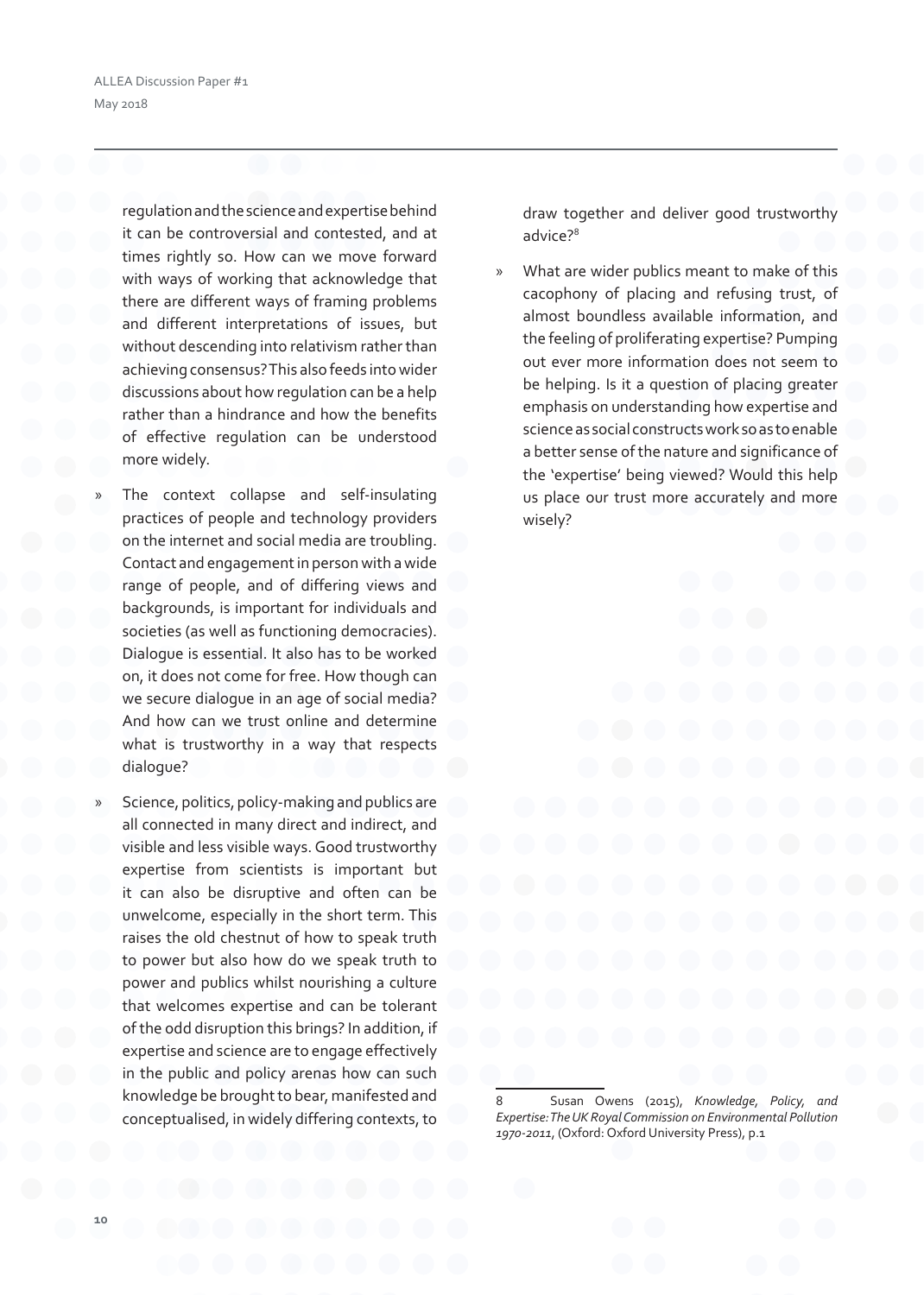regulation and the science and expertise behind it can be controversial and contested, and at times rightly so. How can we move forward with ways of working that acknowledge that there are different ways of framing problems and different interpretations of issues, but without descending into relativism rather than achieving consensus? This also feeds into wider discussions about how regulation can be a help rather than a hindrance and how the benefits of effective regulation can be understood more widely.

» The context collapse and self-insulating practices of people and technology providers on the internet and social media are troubling. Contact and engagement in person with a wide range of people, and of differing views and backgrounds, is important for individuals and societies (as well as functioning democracies). Dialogue is essential. It also has to be worked on, it does not come for free. How though can we secure dialogue in an age of social media? And how can we trust online and determine what is trustworthy in a way that respects dialogue?

» Science, politics, policy-making and publics are all connected in many direct and indirect, and visible and less visible ways. Good trustworthy expertise from scientists is important but it can also be disruptive and often can be unwelcome, especially in the short term. This raises the old chestnut of how to speak truth to power but also how do we speak truth to power and publics whilst nourishing a culture that welcomes expertise and can be tolerant of the odd disruption this brings? In addition, if expertise and science are to engage effectively in the public and policy arenas how can such knowledge be brought to bear, manifested and conceptualised, in widely differing contexts, to draw together and deliver good trustworthy advice?[8]

» What are wider publics meant to make of this cacophony of placing and refusing trust, of almost boundless available information, and the feeling of proliferating expertise? Pumping out ever more information does not seem to be helping. Is it a question of placing greater emphasis on understanding how expertise and science as social constructs work so as to enable a better sense of the nature and significance of the 'expertise' being viewed? Would this help us place our trust more accurately and more wisely?

---

8 Susan Owens (2015), *Knowledge, Policy, and Expertise: The UK Royal Commission on Environmental Pollution 1970-2011*, (Oxford: Oxford University Press), p.1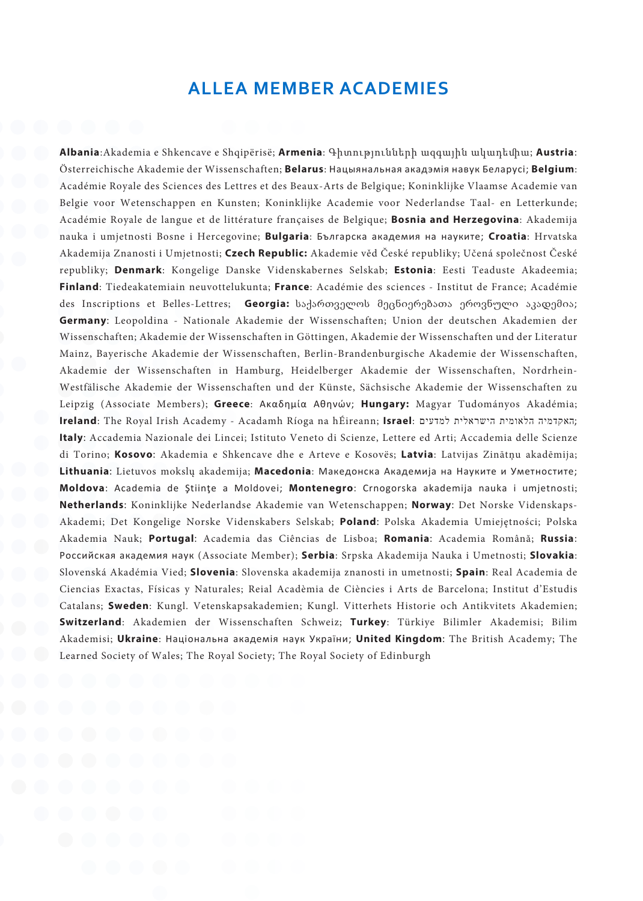# ALLEA MEMBER ACADEMIES

**Albania**:Akademia e Shkencave e Shqipërisë; **Armenia**: Գիտությունների ազգային ակադեմիա; **Austria**: Österreichische Akademie der Wissenschaften; **Belarus**: Нацыянальная акадэмія навук Беларусі; **Belgium**: Académie Royale des Sciences des Lettres et des Beaux-Arts de Belgique; Koninklijke Vlaamse Academie van Belgie voor Wetenschappen en Kunsten; Koninklijke Academie voor Nederlandse Taal- en Letterkunde; Académie Royale de langue et de littérature françaises de Belgique; **Bosnia and Herzegovina**: Akademija nauka i umjetnosti Bosne i Hercegovine; **Bulgaria**: Българска академия на науките; **Croatia**: Hrvatska Akademija Znanosti i Umjetnosti; **Czech Republic:** Akademie věd České republiky; Učená společnost České republiky; **Denmark**: Kongelige Danske Videnskabernes Selskab; **Estonia**: Eesti Teaduste Akadeemia; **Finland**: Tiedeakatemiain neuvottelukunta; **France**: Académie des sciences - Institut de France; Académie des Inscriptions et Belles-Lettres; **Georgia:** საქართველოს მეცნიერებათა ეროვნული აკადემია; **Germany**: Leopoldina - Nationale Akademie der Wissenschaften; Union der deutschen Akademien der Wissenschaften; Akademie der Wissenschaften in Göttingen, Akademie der Wissenschaften und der Literatur Mainz, Bayerische Akademie der Wissenschaften, Berlin-Brandenburgische Akademie der Wissenschaften, Akademie der Wissenschaften in Hamburg, Heidelberger Akademie der Wissenschaften, Nordrhein-Westfälische Akademie der Wissenschaften und der Künste, Sächsische Akademie der Wissenschaften zu Leipzig (Associate Members); **Greece**: Ακαδημία Αθηνών; **Hungary:** Magyar Tudományos Akadémia; **Ireland**: The Royal Irish Academy - Acadamh Ríoga na hÉireann; **Israel**: האקדמיה הלאומית הישראלית למדעים; **Italy**: Accademia Nazionale dei Lincei; Istituto Veneto di Scienze, Lettere ed Arti; Accademia delle Scienze di Torino; **Kosovo**: Akademia e Shkencave dhe e Arteve e Kosovës; **Latvia**: Latvijas Zinātņu akadēmija; **Lithuania**: Lietuvos mokslų akademija; **Macedonia**: Македонска Академија на Науките и Уметностите; **Moldova**: Academia de Ştiinţe a Moldovei; **Montenegro**: Crnogorska akademija nauka i umjetnosti; **Netherlands**: Koninklijke Nederlandse Akademie van Wetenschappen; **Norway**: Det Norske Videnskaps-Akademi; Det Kongelige Norske Videnskabers Selskab; **Poland**: Polska Akademia Umiejętności; Polska Akademia Nauk; **Portugal**: Academia das Ciências de Lisboa; **Romania**: Academia Română; **Russia**: Российская академия наук (Associate Member); **Serbia**: Srpska Akademija Nauka i Umetnosti; **Slovakia**: Slovenská Akadémia Vied; **Slovenia**: Slovenska akademija znanosti in umetnosti; **Spain**: Real Academia de Ciencias Exactas, Físicas y Naturales; Reial Acadèmia de Ciències i Arts de Barcelona; Institut d'Estudis Catalans; **Sweden**: Kungl. Vetenskapsakademien; Kungl. Vitterhets Historie och Antikvitets Akademien; **Switzerland**: Akademien der Wissenschaften Schweiz; **Turkey**: Türkiye Bilimler Akademisi; Bilim Akademisi; **Ukraine**: Національна академія наук України; **United Kingdom**: The British Academy; The Learned Society of Wales; The Royal Society; The Royal Society of Edinburgh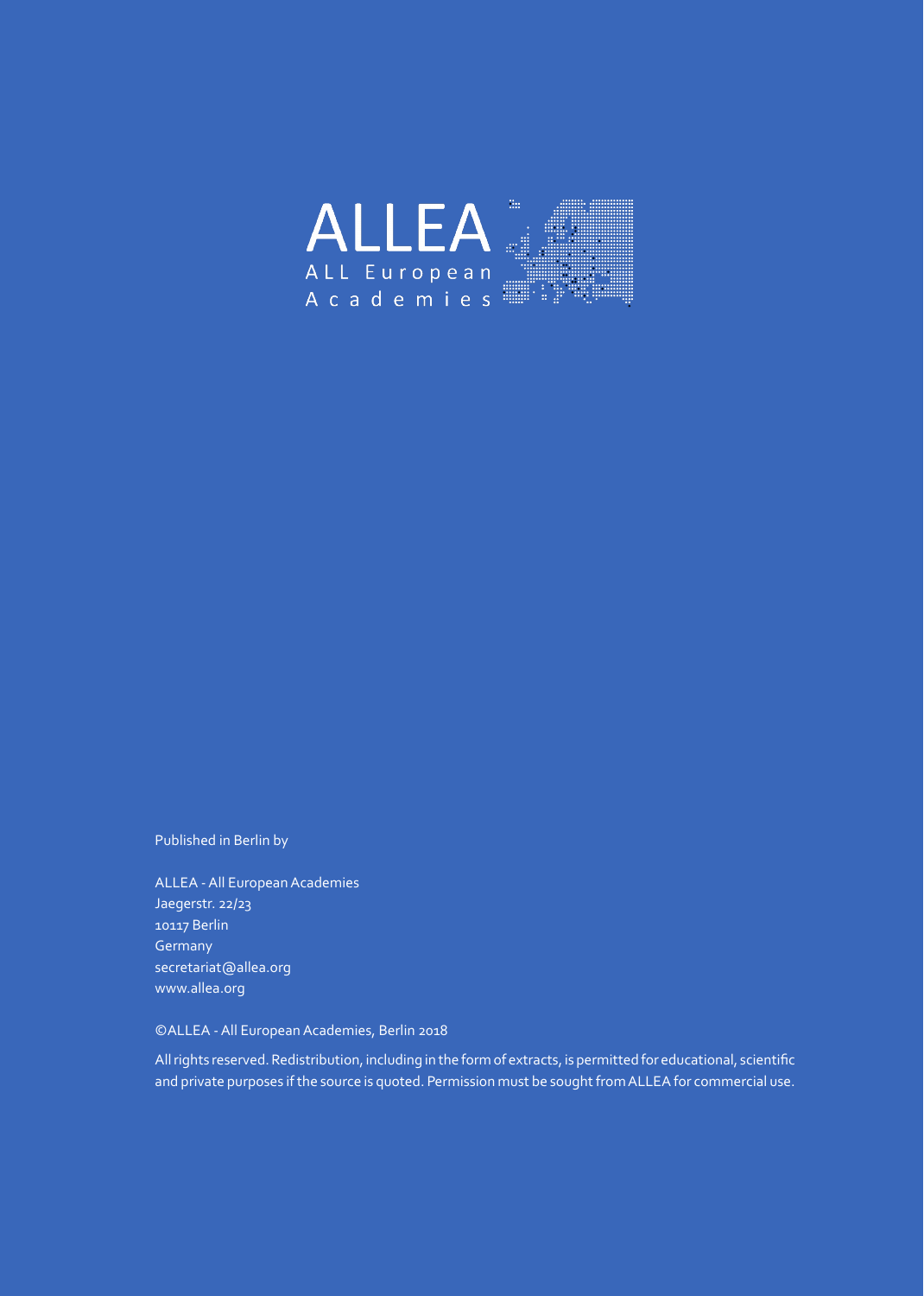ALLEA

ALL European Academies

Published in Berlin by

ALLEA - All European Academies
Jaegerstr. 22/23
10117 Berlin
Germany
secretariat@allea.org
www.allea.org

©ALLEA - All European Academies, Berlin 2018

All rights reserved. Redistribution, including in the form of extracts, is permitted for educational, scientific and private purposes if the source is quoted. Permission must be sought from ALLEA for commercial use.